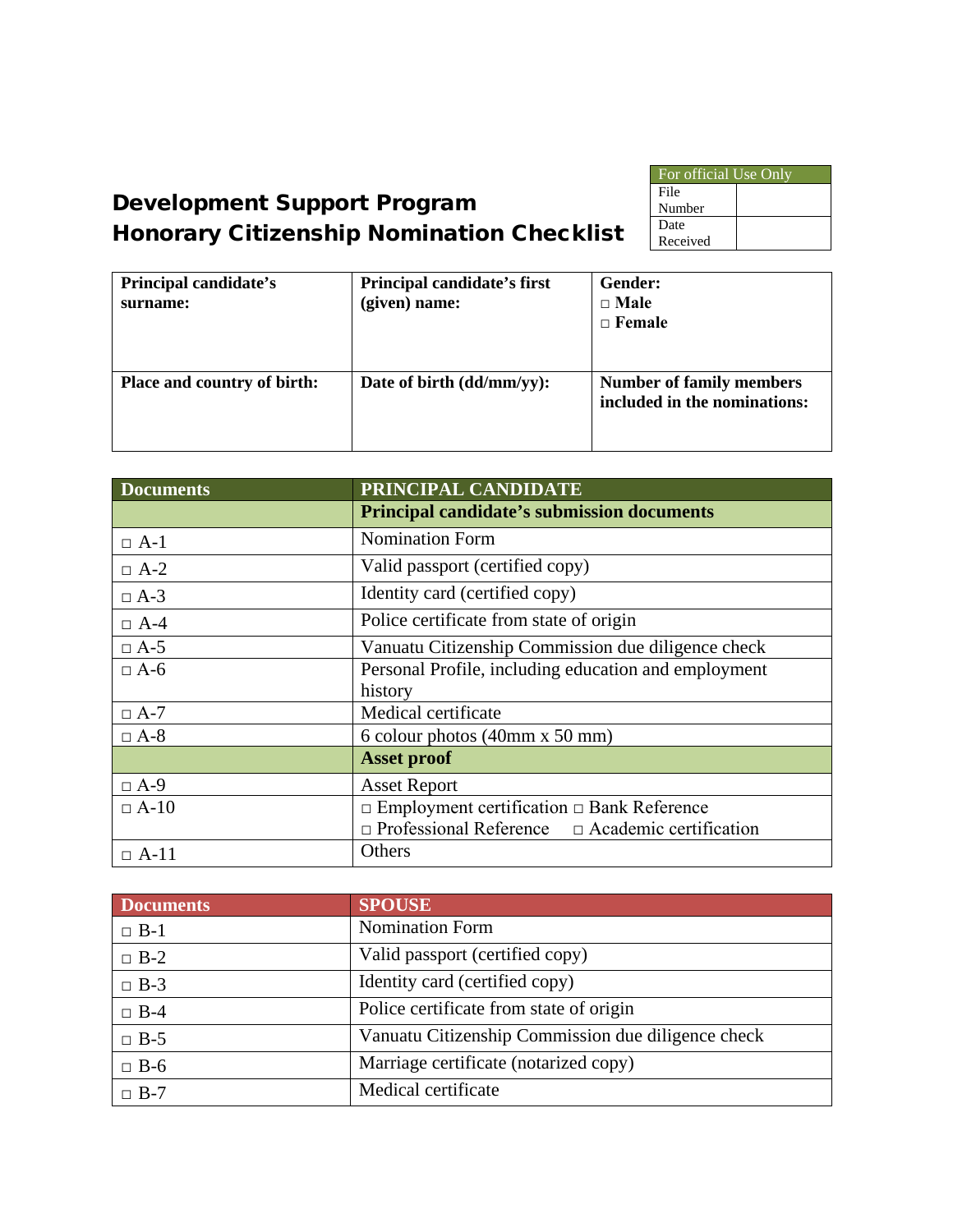# Development Support Program
# Honorary Citizenship Nomination Checklist

| For official Use Only | |
|---|---|
| File Number | |
| Date Received | |

| Principal candidate's surname: | Principal candidate's first (given) name: | Gender: ☐ Male ☐ Female |
|---|---|---|
| **Place and country of birth:** | **Date of birth (dd/mm/yy):** | **Number of family members included in the nominations:** |

| Documents | PRINCIPAL CANDIDATE |
|---|---|
| | **Principal candidate's submission documents** |
| ☐ A-1 | Nomination Form |
| ☐ A-2 | Valid passport (certified copy) |
| ☐ A-3 | Identity card (certified copy) |
| ☐ A-4 | Police certificate from state of origin |
| ☐ A-5 | Vanuatu Citizenship Commission due diligence check |
| ☐ A-6 | Personal Profile, including education and employment history |
| ☐ A-7 | Medical certificate |
| ☐ A-8 | 6 colour photos (40mm x 50 mm) |
| | **Asset proof** |
| ☐ A-9 | Asset Report |
| ☐ A-10 | ☐ Employment certification ☐ Bank Reference ☐ Professional Reference ☐ Academic certification |
| ☐ A-11 | Others |

| Documents | SPOUSE |
|---|---|
| ☐ B-1 | Nomination Form |
| ☐ B-2 | Valid passport (certified copy) |
| ☐ B-3 | Identity card (certified copy) |
| ☐ B-4 | Police certificate from state of origin |
| ☐ B-5 | Vanuatu Citizenship Commission due diligence check |
| ☐ B-6 | Marriage certificate (notarized copy) |
| ☐ B-7 | Medical certificate |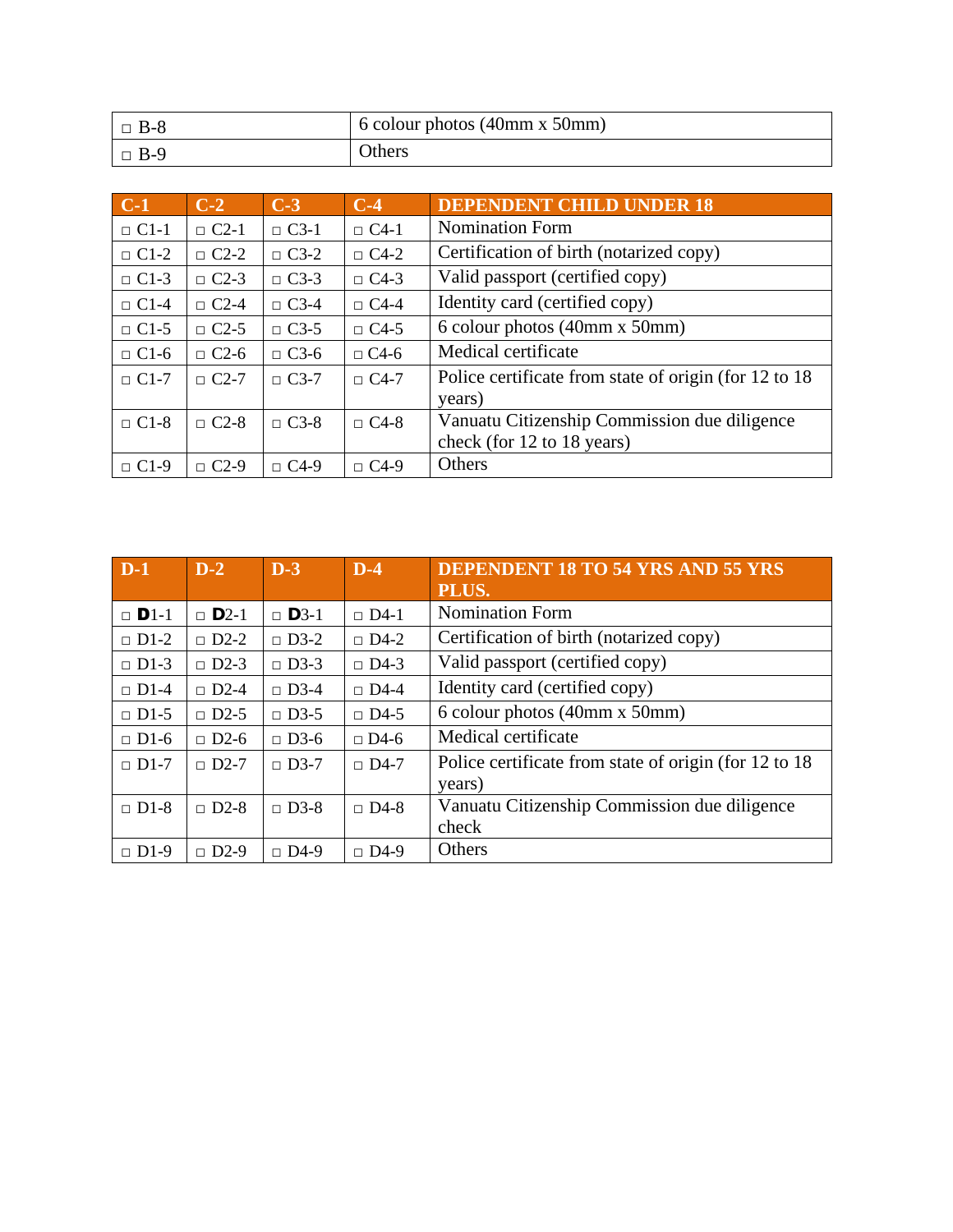| | |
|---|---|
| □ B-8 | 6 colour photos (40mm x 50mm) |
| □ B-9 | Others |

| C-1 | C-2 | C-3 | C-4 | DEPENDENT CHILD UNDER 18 |
|---|---|---|---|---|
| □ C1-1 | □ C2-1 | □ C3-1 | □ C4-1 | Nomination Form |
| □ C1-2 | □ C2-2 | □ C3-2 | □ C4-2 | Certification of birth (notarized copy) |
| □ C1-3 | □ C2-3 | □ C3-3 | □ C4-3 | Valid passport (certified copy) |
| □ C1-4 | □ C2-4 | □ C3-4 | □ C4-4 | Identity card (certified copy) |
| □ C1-5 | □ C2-5 | □ C3-5 | □ C4-5 | 6 colour photos (40mm x 50mm) |
| □ C1-6 | □ C2-6 | □ C3-6 | □ C4-6 | Medical certificate |
| □ C1-7 | □ C2-7 | □ C3-7 | □ C4-7 | Police certificate from state of origin (for 12 to 18 years) |
| □ C1-8 | □ C2-8 | □ C3-8 | □ C4-8 | Vanuatu Citizenship Commission due diligence check (for 12 to 18 years) |
| □ C1-9 | □ C2-9 | □ C4-9 | □ C4-9 | Others |

| D-1 | D-2 | D-3 | D-4 | DEPENDENT 18 TO 54 YRS AND 55 YRS PLUS. |
|---|---|---|---|---|
| □ D1-1 | □ D2-1 | □ D3-1 | □ D4-1 | Nomination Form |
| □ D1-2 | □ D2-2 | □ D3-2 | □ D4-2 | Certification of birth (notarized copy) |
| □ D1-3 | □ D2-3 | □ D3-3 | □ D4-3 | Valid passport (certified copy) |
| □ D1-4 | □ D2-4 | □ D3-4 | □ D4-4 | Identity card (certified copy) |
| □ D1-5 | □ D2-5 | □ D3-5 | □ D4-5 | 6 colour photos (40mm x 50mm) |
| □ D1-6 | □ D2-6 | □ D3-6 | □ D4-6 | Medical certificate |
| □ D1-7 | □ D2-7 | □ D3-7 | □ D4-7 | Police certificate from state of origin (for 12 to 18 years) |
| □ D1-8 | □ D2-8 | □ D3-8 | □ D4-8 | Vanuatu Citizenship Commission due diligence check |
| □ D1-9 | □ D2-9 | □ D4-9 | □ D4-9 | Others |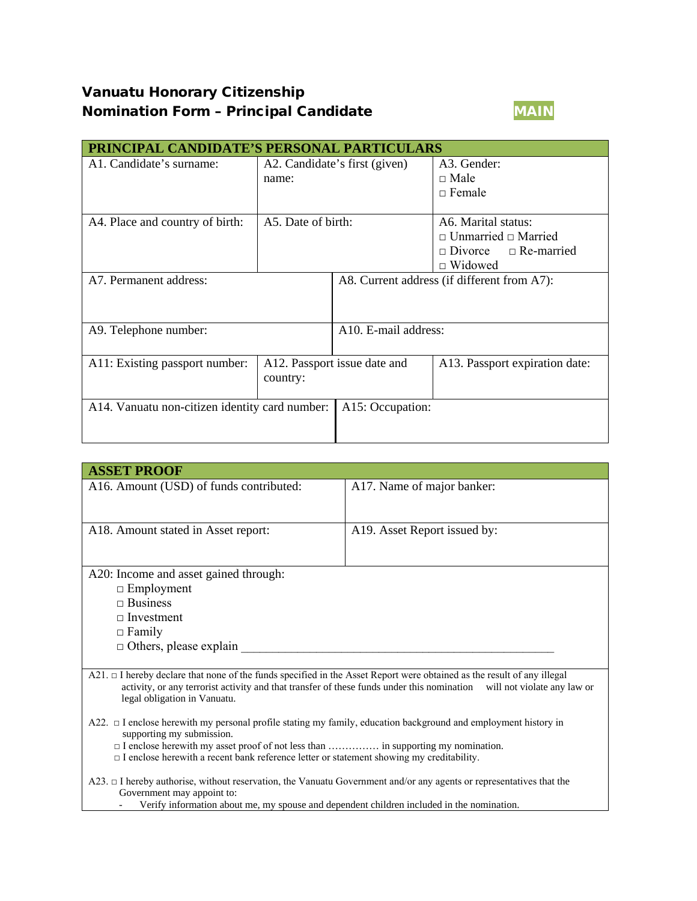# Vanuatu Honorary Citizenship
# Nomination Form – Principal Candidate

**MAIN**

| PRINCIPAL CANDIDATE'S PERSONAL PARTICULARS | | |
|---|---|---|
| A1. Candidate's surname: | A2. Candidate's first (given) name: | A3. Gender: □ Male □ Female |
| A4. Place and country of birth: | A5. Date of birth: | A6. Marital status: □ Unmarried □ Married □ Divorce □ Re-married □ Widowed |
| A7. Permanent address: | A8. Current address (if different from A7): | |
| A9. Telephone number: | A10. E-mail address: | |
| A11: Existing passport number: | A12. Passport issue date and country: | A13. Passport expiration date: |
| A14. Vanuatu non-citizen identity card number: | A15: Occupation: | |

| ASSET PROOF | |
|---|---|
| A16. Amount (USD) of funds contributed: | A17. Name of major banker: |
| A18. Amount stated in Asset report: | A19. Asset Report issued by: |

A20: Income and asset gained through:

- □ Employment
- □ Business
- □ Investment
- □ Family
- □ Others, please explain ____________________________________________________

A21. □ I hereby declare that none of the funds specified in the Asset Report were obtained as the result of any illegal activity, or any terrorist activity and that transfer of these funds under this nomination will not violate any law or legal obligation in Vanuatu.

A22. □ I enclose herewith my personal profile stating my family, education background and employment history in supporting my submission.
□ I enclose herewith my asset proof of not less than …………… in supporting my nomination.
□ I enclose herewith a recent bank reference letter or statement showing my creditability.

A23. □ I hereby authorise, without reservation, the Vanuatu Government and/or any agents or representatives that the Government may appoint to:

- Verify information about me, my spouse and dependent children included in the nomination.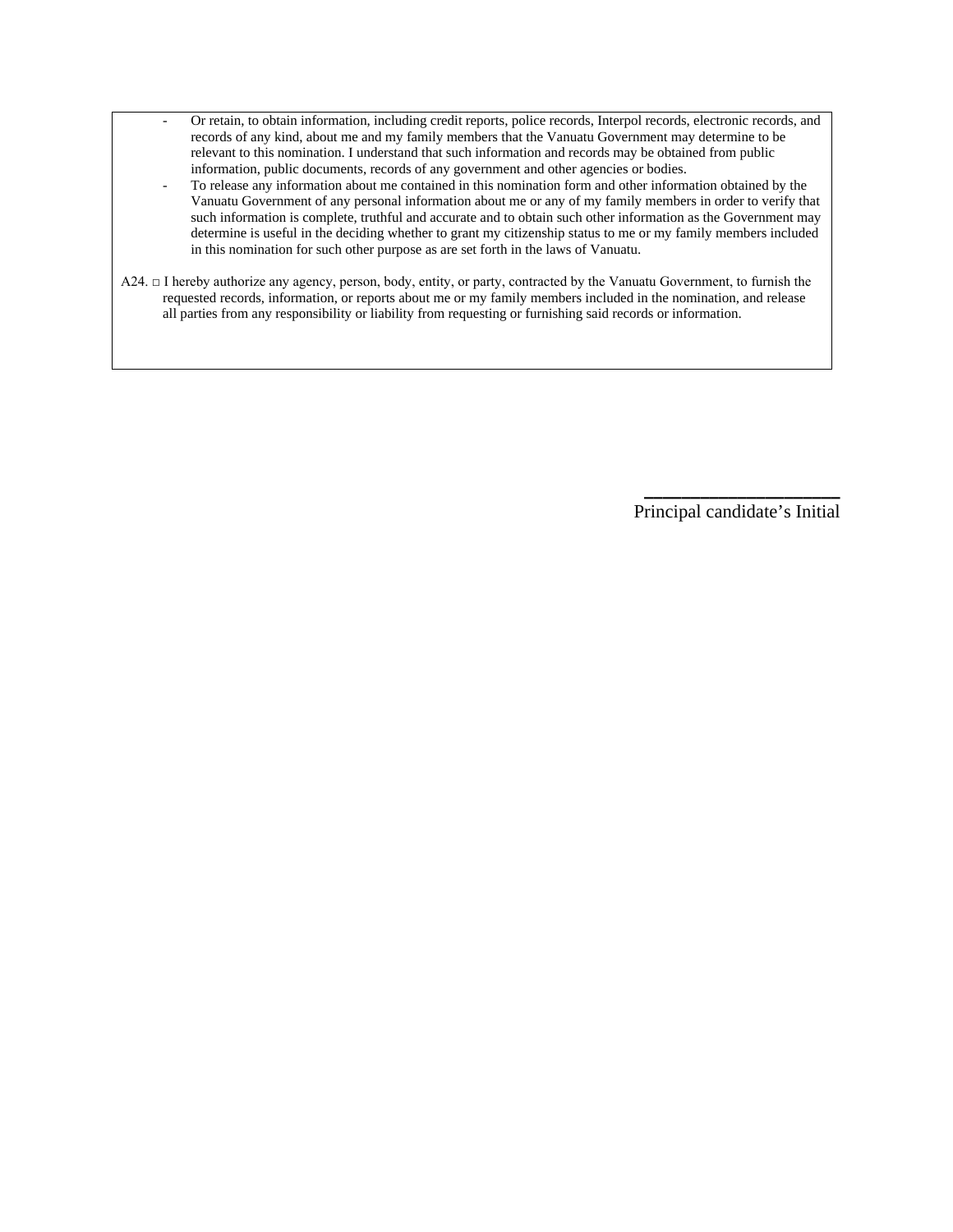- Or retain, to obtain information, including credit reports, police records, Interpol records, electronic records, and records of any kind, about me and my family members that the Vanuatu Government may determine to be relevant to this nomination. I understand that such information and records may be obtained from public information, public documents, records of any government and other agencies or bodies.
- To release any information about me contained in this nomination form and other information obtained by the Vanuatu Government of any personal information about me or any of my family members in order to verify that such information is complete, truthful and accurate and to obtain such other information as the Government may determine is useful in the deciding whether to grant my citizenship status to me or my family members included in this nomination for such other purpose as are set forth in the laws of Vanuatu.

A24. □ I hereby authorize any agency, person, body, entity, or party, contracted by the Vanuatu Government, to furnish the requested records, information, or reports about me or my family members included in the nomination, and release all parties from any responsibility or liability from requesting or furnishing said records or information.

____________________

Principal candidate's Initial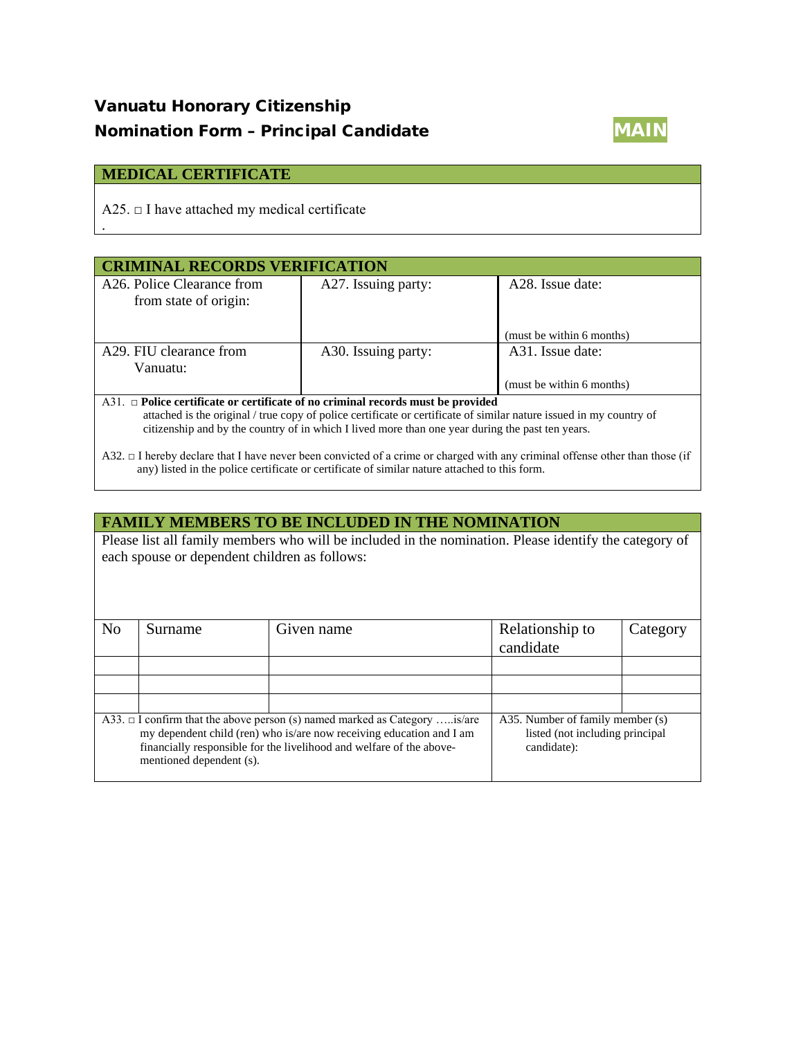# Vanuatu Honorary Citizenship

## Nomination Form – Principal Candidate

**MAIN**

## MEDICAL CERTIFICATE

A25. □ I have attached my medical certificate

.

## CRIMINAL RECORDS VERIFICATION

| A26. Police Clearance from from state of origin: | A27. Issuing party: | A28. Issue date: (must be within 6 months) |
|---|---|---|
| A29. FIU clearance from Vanuatu: | A30. Issuing party: | A31. Issue date: (must be within 6 months) |

A31. □ **Police certificate or certificate of no criminal records must be provided**
attached is the original / true copy of police certificate or certificate of similar nature issued in my country of citizenship and by the country of in which I lived more than one year during the past ten years.

A32. □ I hereby declare that I have never been convicted of a crime or charged with any criminal offense other than those (if any) listed in the police certificate or certificate of similar nature attached to this form.

## FAMILY MEMBERS TO BE INCLUDED IN THE NOMINATION

Please list all family members who will be included in the nomination. Please identify the category of each spouse or dependent children as follows:

| No | Surname | Given name | Relationship to candidate | Category |
|---|---|---|---|---|
| | | | | |
| | | | | |
| | | | | |

| A33. □ I confirm that the above person (s) named marked as Category …..is/are my dependent child (ren) who is/are now receiving education and I am financially responsible for the livelihood and welfare of the above-mentioned dependent (s). | A35. Number of family member (s) listed (not including principal candidate): |
|---|---|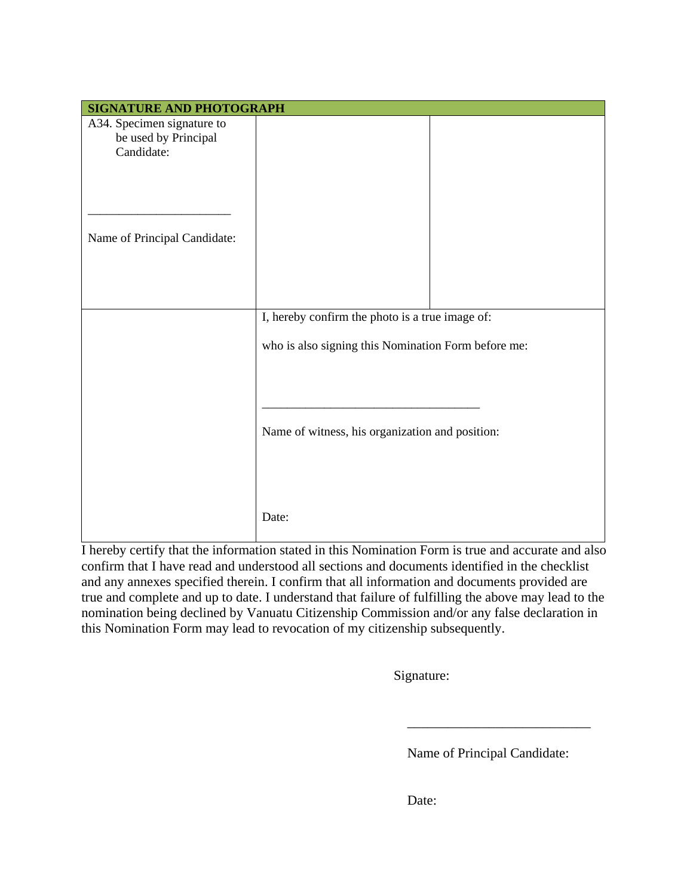| SIGNATURE AND PHOTOGRAPH | | |
|---|---|---|
| A34. Specimen signature to be used by Principal Candidate:<br><br><br>\_\_\_\_\_\_\_\_\_\_\_\_\_\_\_\_\_\_\_\_\_\_\_\_<br><br>Name of Principal Candidate: | | |
| | I, hereby confirm the photo is a true image of:<br><br>who is also signing this Nomination Form before me:<br><br><br>\_\_\_\_\_\_\_\_\_\_\_\_\_\_\_\_\_\_\_\_\_\_\_\_\_\_\_\_\_\_\_\_\_\_\_\_\_<br><br>Name of witness, his organization and position:<br><br><br>Date: | |

I hereby certify that the information stated in this Nomination Form is true and accurate and also confirm that I have read and understood all sections and documents identified in the checklist and any annexes specified therein. I confirm that all information and documents provided are true and complete and up to date. I understand that failure of fulfilling the above may lead to the nomination being declined by Vanuatu Citizenship Commission and/or any false declaration in this Nomination Form may lead to revocation of my citizenship subsequently.

Signature:

\_\_\_\_\_\_\_\_\_\_\_\_\_\_\_\_\_\_\_\_\_\_\_\_\_\_\_\_

Name of Principal Candidate:

Date: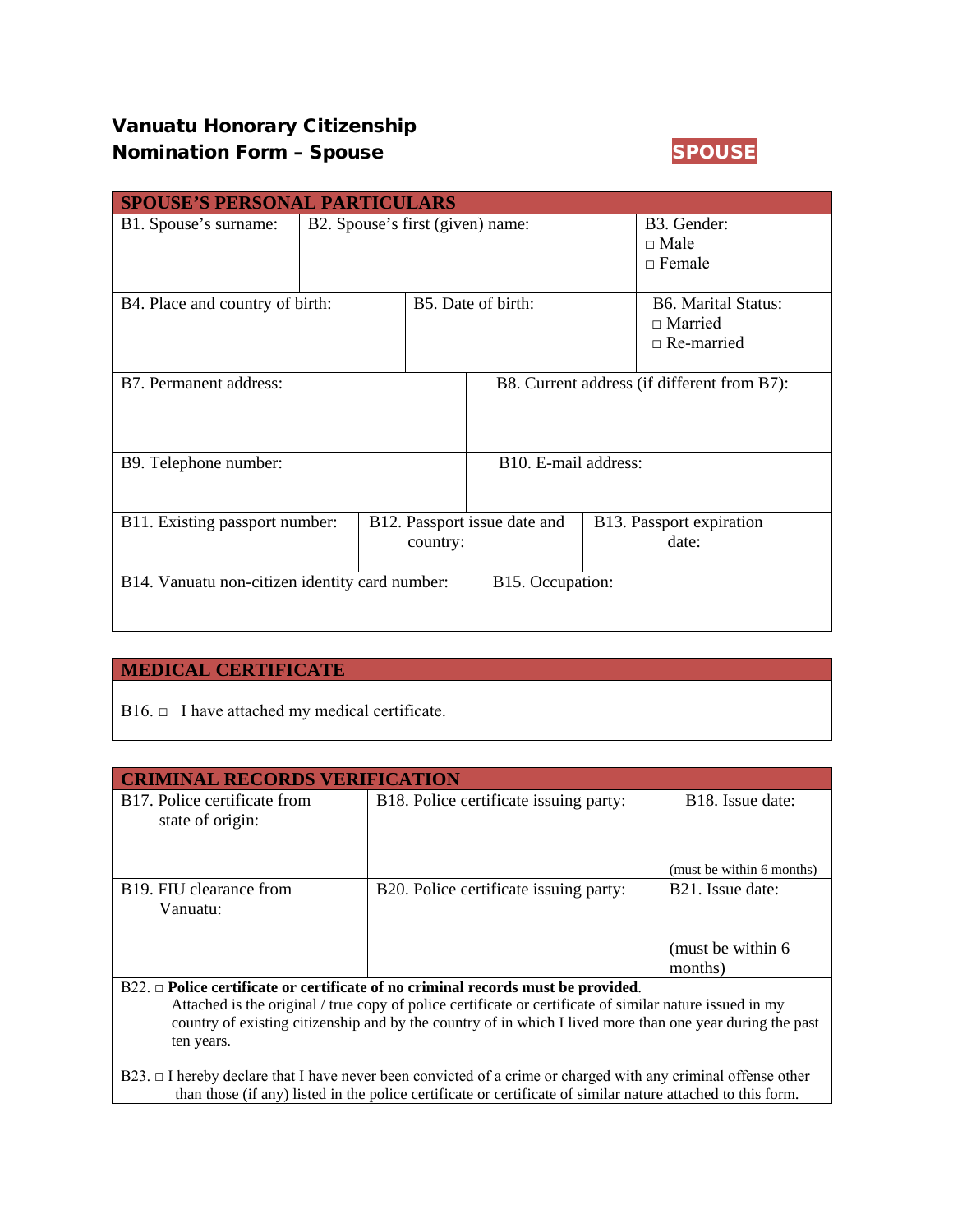# Vanuatu Honorary Citizenship Nomination Form – Spouse

**SPOUSE**

| SPOUSE'S PERSONAL PARTICULARS | | |
|---|---|---|
| B1. Spouse's surname: | B2. Spouse's first (given) name: | B3. Gender: □ Male □ Female |
| B4. Place and country of birth: | B5. Date of birth: | B6. Marital Status: □ Married □ Re-married |
| B7. Permanent address: | B8. Current address (if different from B7): | |
| B9. Telephone number: | B10. E-mail address: | |
| B11. Existing passport number: | B12. Passport issue date and country: | B13. Passport expiration date: |
| B14. Vanuatu non-citizen identity card number: | B15. Occupation: | |

| MEDICAL CERTIFICATE |
|---|
| B16. □ I have attached my medical certificate. |

| CRIMINAL RECORDS VERIFICATION | | |
|---|---|---|
| B17. Police certificate from state of origin: | B18. Police certificate issuing party: | B18. Issue date: (must be within 6 months) |
| B19. FIU clearance from Vanuatu: | B20. Police certificate issuing party: | B21. Issue date: (must be within 6 months) |

B22. □ **Police certificate or certificate of no criminal records must be provided**.
Attached is the original / true copy of police certificate or certificate of similar nature issued in my country of existing citizenship and by the country of in which I lived more than one year during the past ten years.

B23. □ I hereby declare that I have never been convicted of a crime or charged with any criminal offense other than those (if any) listed in the police certificate or certificate of similar nature attached to this form.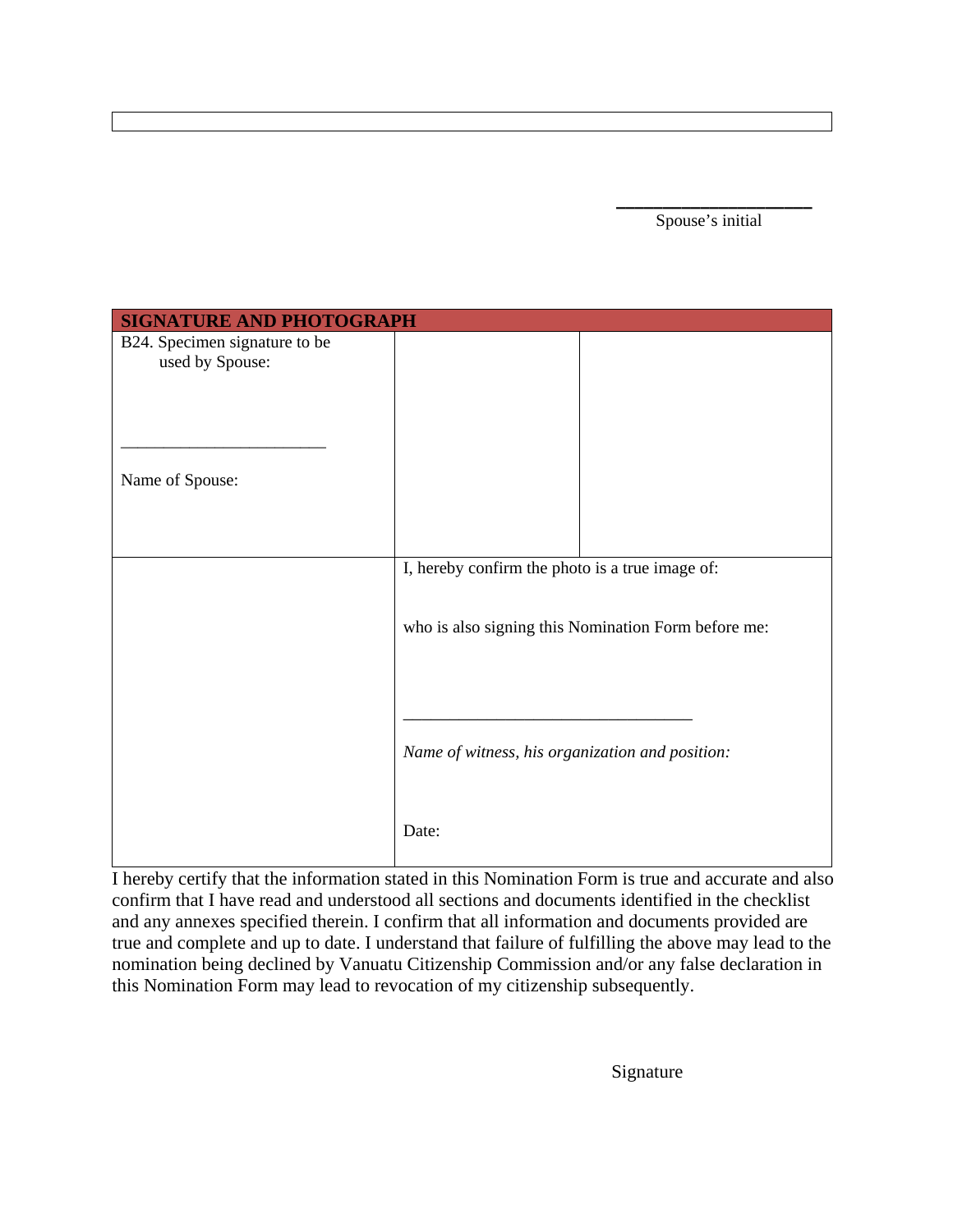\_\_\_\_\_\_\_\_\_\_\_\_\_\_\_\_\_\_\_\_
Spouse's initial

| SIGNATURE AND PHOTOGRAPH | | |
|---|---|---|
| B24. Specimen signature to be used by Spouse:<br><br>\_\_\_\_\_\_\_\_\_\_\_\_\_\_\_\_\_\_\_\_\_\_\_\_<br><br>Name of Spouse: | | |
| | I, hereby confirm the photo is a true image of:<br><br>who is also signing this Nomination Form before me:<br><br>\_\_\_\_\_\_\_\_\_\_\_\_\_\_\_\_\_\_\_\_\_\_\_\_\_\_\_\_\_\_\_\_\_\_<br><br>*Name of witness, his organization and position:*<br><br>Date: | |

I hereby certify that the information stated in this Nomination Form is true and accurate and also confirm that I have read and understood all sections and documents identified in the checklist and any annexes specified therein. I confirm that all information and documents provided are true and complete and up to date. I understand that failure of fulfilling the above may lead to the nomination being declined by Vanuatu Citizenship Commission and/or any false declaration in this Nomination Form may lead to revocation of my citizenship subsequently.

Signature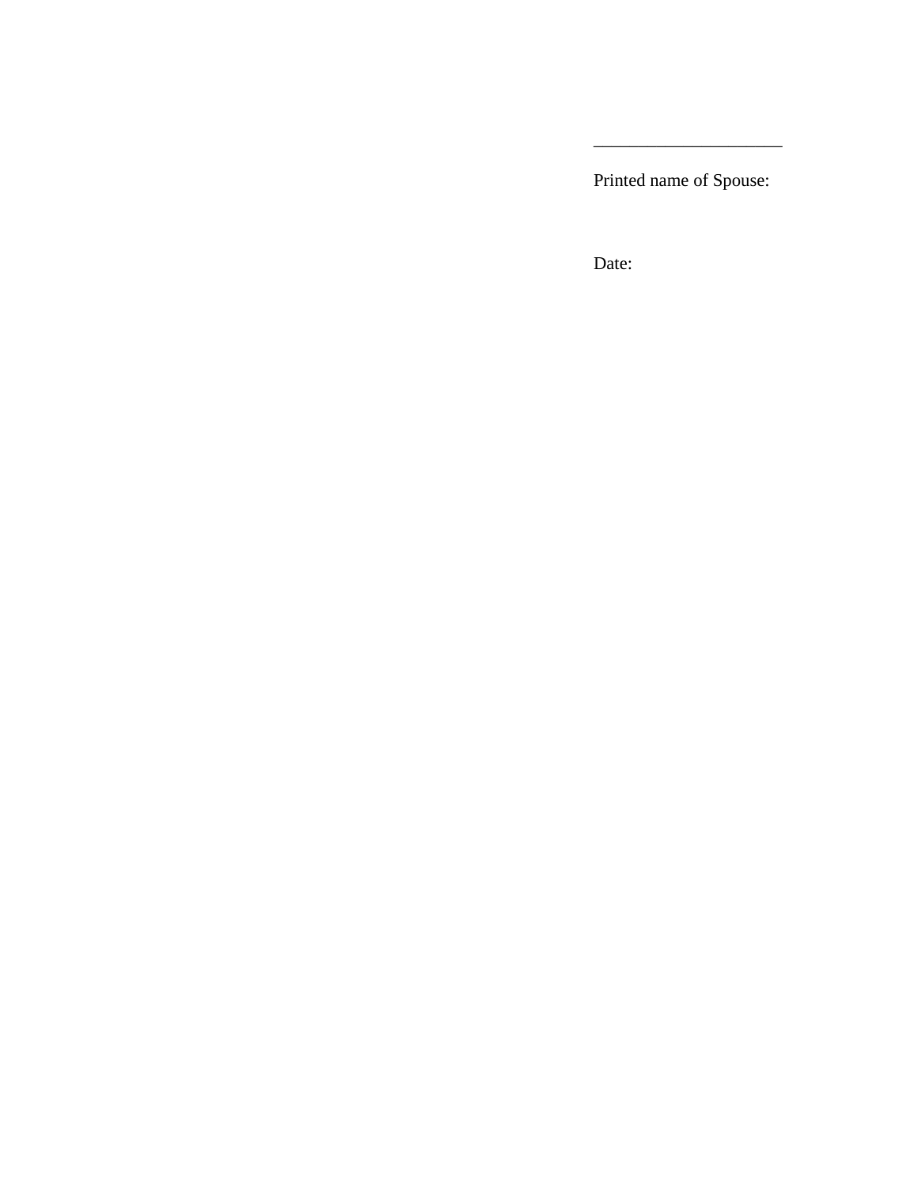_____________________

Printed name of Spouse:

Date: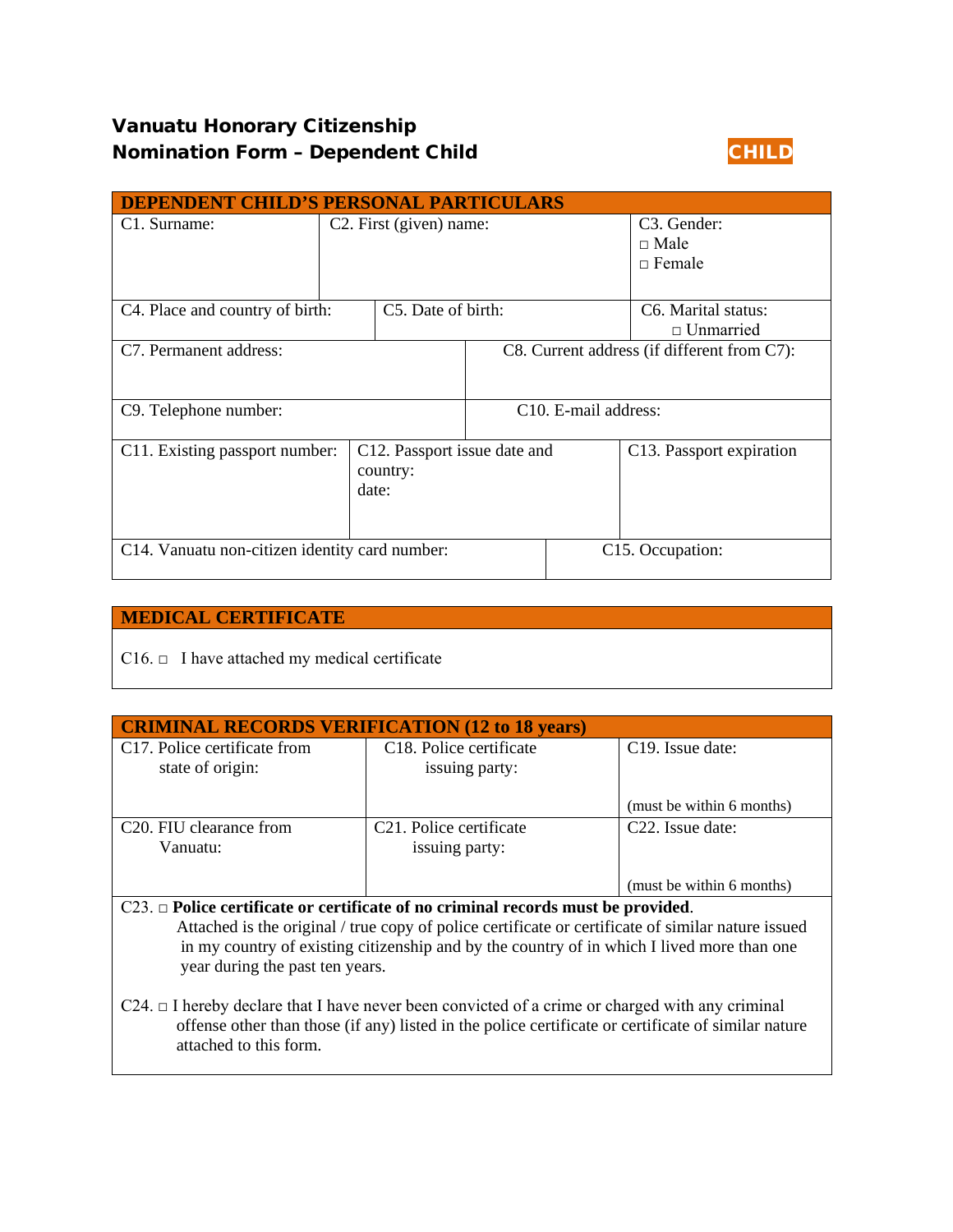# Vanuatu Honorary Citizenship
## Nomination Form – Dependent Child

**CHILD**

| DEPENDENT CHILD'S PERSONAL PARTICULARS | | |
|---|---|---|
| C1. Surname: | C2. First (given) name: | C3. Gender:<br>□ Male<br>□ Female |
| C4. Place and country of birth: | C5. Date of birth: | C6. Marital status:<br>□ Unmarried |
| C7. Permanent address: | C8. Current address (if different from C7): | |
| C9. Telephone number: | C10. E-mail address: | |
| C11. Existing passport number: | C12. Passport issue date and country:<br>date: | C13. Passport expiration |
| C14. Vanuatu non-citizen identity card number: | C15. Occupation: | |

| MEDICAL CERTIFICATE |
|---|
| C16. □ I have attached my medical certificate |

| CRIMINAL RECORDS VERIFICATION (12 to 18 years) | | |
|---|---|---|
| C17. Police certificate from state of origin: | C18. Police certificate issuing party: | C19. Issue date:<br><br>(must be within 6 months) |
| C20. FIU clearance from Vanuatu: | C21. Police certificate issuing party: | C22. Issue date:<br><br>(must be within 6 months) |

C23. □ **Police certificate or certificate of no criminal records must be provided**. Attached is the original / true copy of police certificate or certificate of similar nature issued in my country of existing citizenship and by the country of in which I lived more than one year during the past ten years.

C24. □ I hereby declare that I have never been convicted of a crime or charged with any criminal offense other than those (if any) listed in the police certificate or certificate of similar nature attached to this form.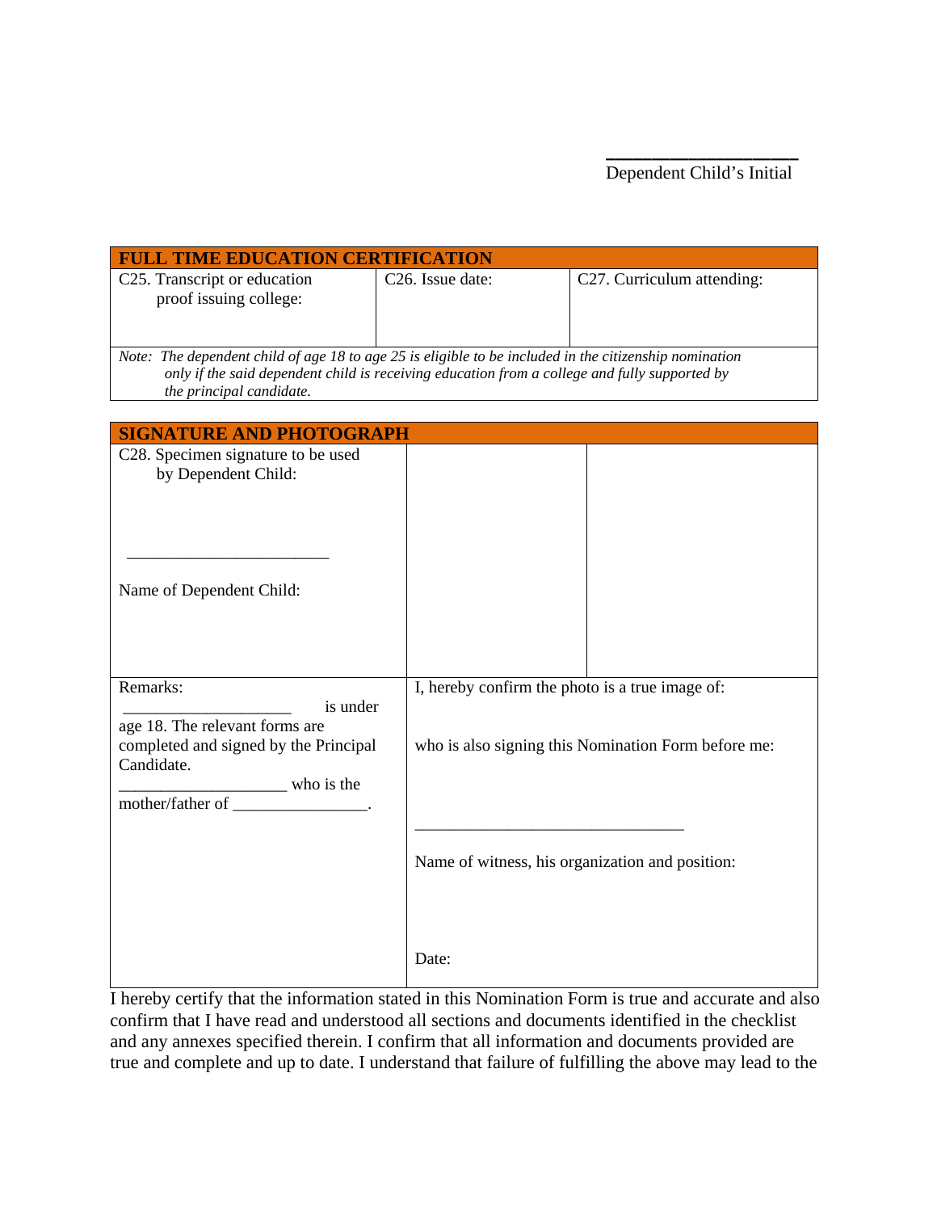\_\_\_\_\_\_\_\_\_\_\_\_\_\_\_\_\_\_\_\_
Dependent Child's Initial

| FULL TIME EDUCATION CERTIFICATION | | |
|---|---|---|
| C25. Transcript or education proof issuing college: | C26. Issue date: | C27. Curriculum attending: |
| *Note: The dependent child of age 18 to age 25 is eligible to be included in the citizenship nomination only if the said dependent child is receiving education from a college and fully supported by the principal candidate.* | | |

| SIGNATURE AND PHOTOGRAPH | | |
|---|---|---|
| C28. Specimen signature to be used by Dependent Child:<br><br>\_\_\_\_\_\_\_\_\_\_\_\_\_\_\_\_\_\_\_\_\_\_\_\_<br><br>Name of Dependent Child: | | |
| Remarks:<br>\_\_\_\_\_\_\_\_\_\_\_\_\_\_\_\_\_\_\_\_ is under age 18. The relevant forms are completed and signed by the Principal Candidate.<br>\_\_\_\_\_\_\_\_\_\_\_\_\_\_\_\_\_\_\_\_ who is the mother/father of \_\_\_\_\_\_\_\_\_\_\_\_\_\_\_\_. | I, hereby confirm the photo is a true image of:<br><br>who is also signing this Nomination Form before me:<br><br>\_\_\_\_\_\_\_\_\_\_\_\_\_\_\_\_\_\_\_\_\_\_\_\_\_\_\_\_\_\_\_\_\_<br><br>Name of witness, his organization and position:<br><br>Date: | |

I hereby certify that the information stated in this Nomination Form is true and accurate and also confirm that I have read and understood all sections and documents identified in the checklist and any annexes specified therein. I confirm that all information and documents provided are true and complete and up to date. I understand that failure of fulfilling the above may lead to the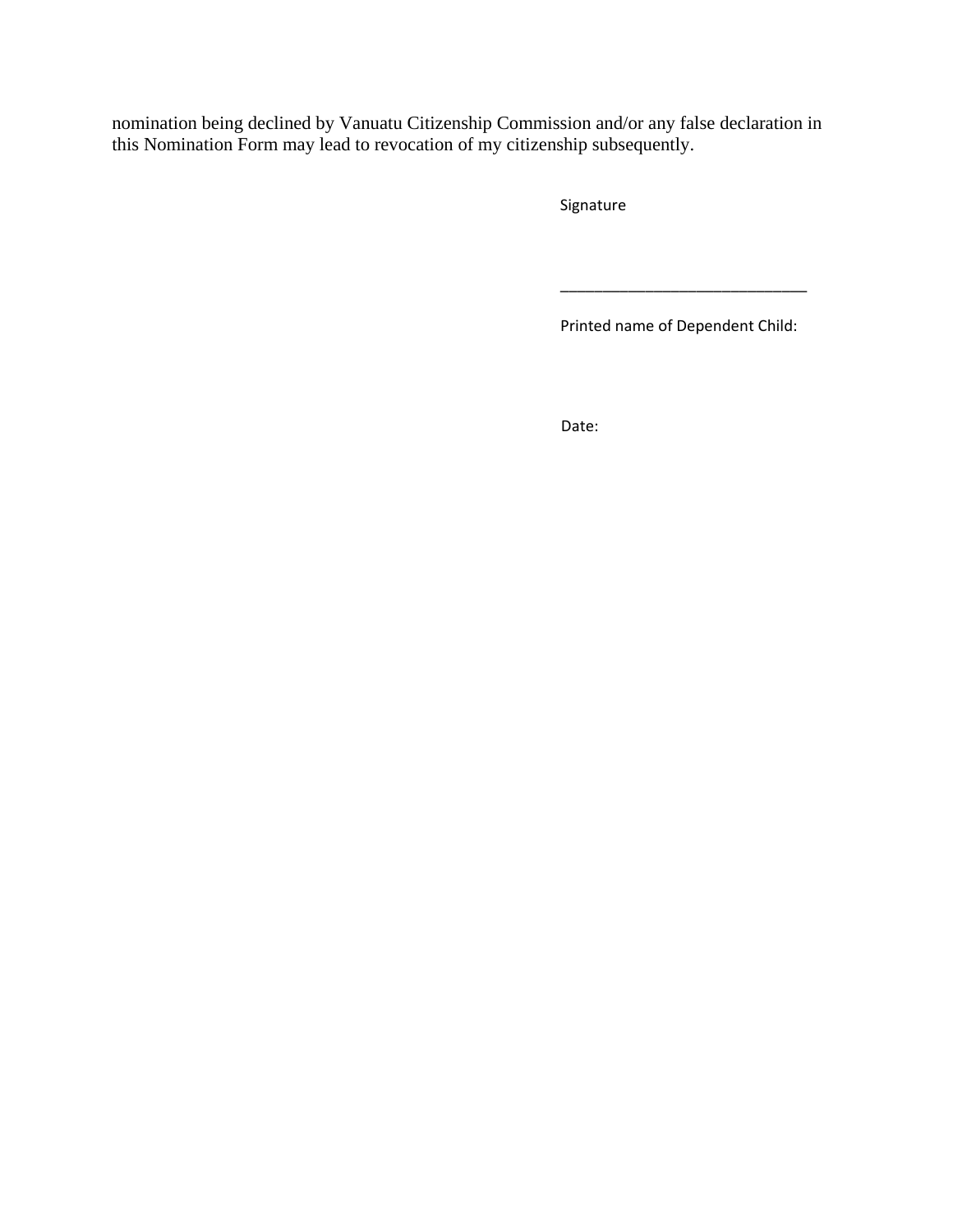nomination being declined by Vanuatu Citizenship Commission and/or any false declaration in this Nomination Form may lead to revocation of my citizenship subsequently.

Signature

_____________________________

Printed name of Dependent Child:

Date: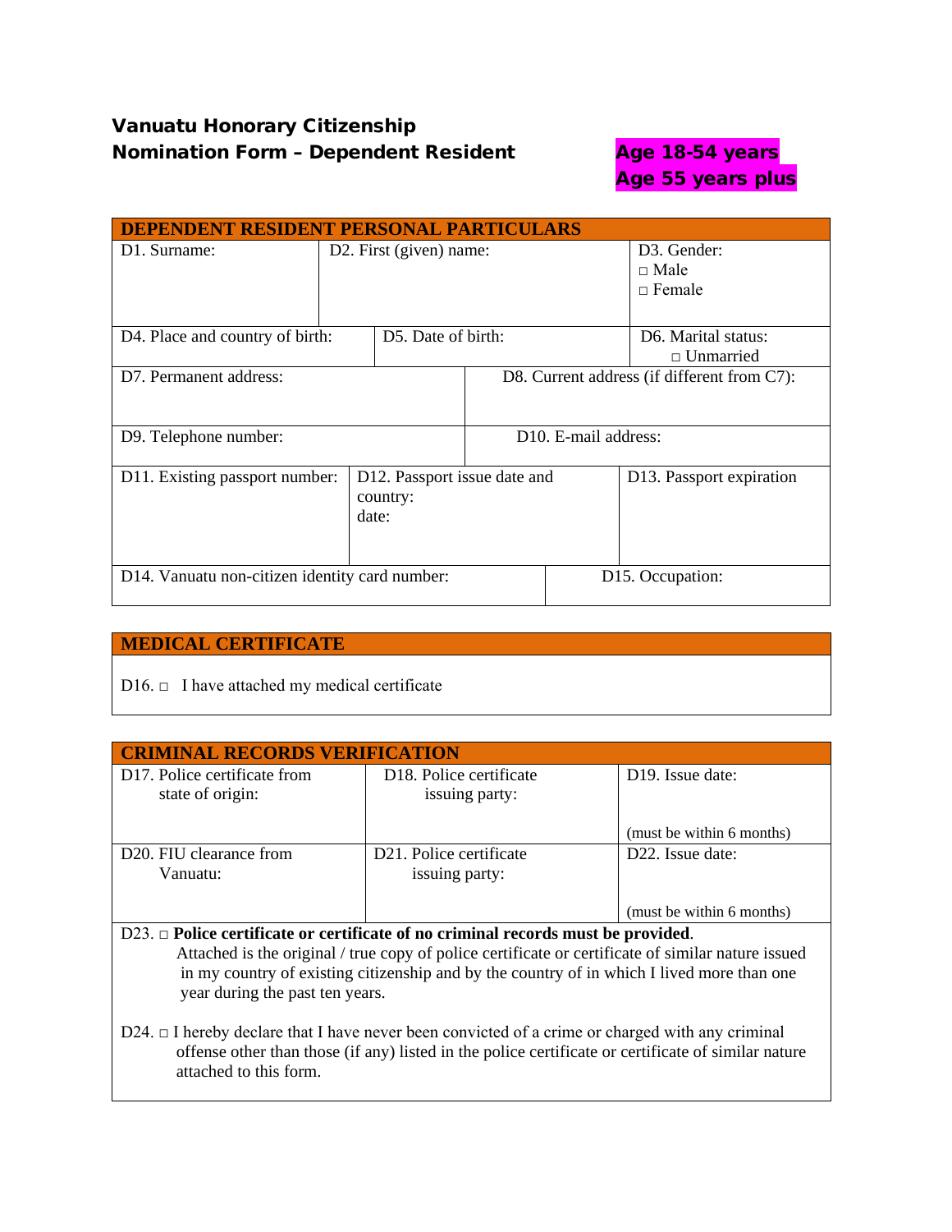**Vanuatu Honorary Citizenship**
**Nomination Form – Dependent Resident**

**Age 18-54 years**
**Age 55 years plus**

| DEPENDENT RESIDENT PERSONAL PARTICULARS | | |
|---|---|---|
| D1. Surname: | D2. First (given) name: | D3. Gender: □ Male □ Female |
| D4. Place and country of birth: | D5. Date of birth: | D6. Marital status: □ Unmarried |
| D7. Permanent address: | D8. Current address (if different from C7): | |
| D9. Telephone number: | D10. E-mail address: | |
| D11. Existing passport number: | D12. Passport issue date and country: date: | D13. Passport expiration |
| D14. Vanuatu non-citizen identity card number: | D15. Occupation: | |

| MEDICAL CERTIFICATE |
|---|
| D16. □ I have attached my medical certificate |

| CRIMINAL RECORDS VERIFICATION | | |
|---|---|---|
| D17. Police certificate from state of origin: | D18. Police certificate issuing party: | D19. Issue date: (must be within 6 months) |
| D20. FIU clearance from Vanuatu: | D21. Police certificate issuing party: | D22. Issue date: (must be within 6 months) |

D23. □ **Police certificate or certificate of no criminal records must be provided**.
Attached is the original / true copy of police certificate or certificate of similar nature issued in my country of existing citizenship and by the country of in which I lived more than one year during the past ten years.

D24. □ I hereby declare that I have never been convicted of a crime or charged with any criminal offense other than those (if any) listed in the police certificate or certificate of similar nature attached to this form.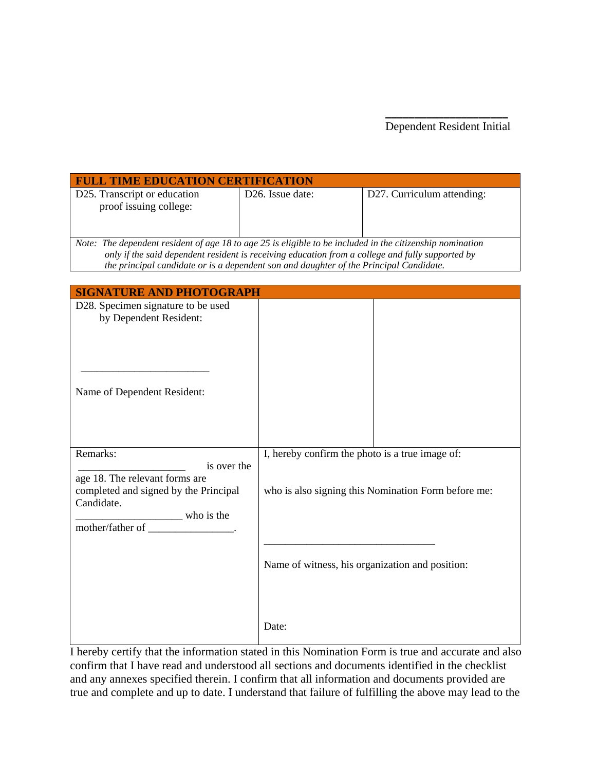\_\_\_\_\_\_\_\_\_\_\_\_\_\_\_\_\_\_\_\_
Dependent Resident Initial

| FULL TIME EDUCATION CERTIFICATION | | |
|---|---|---|
| D25. Transcript or education proof issuing college: | D26. Issue date: | D27. Curriculum attending: |
| *Note: The dependent resident of age 18 to age 25 is eligible to be included in the citizenship nomination only if the said dependent resident is receiving education from a college and fully supported by the principal candidate or is a dependent son and daughter of the Principal Candidate.* | | |

| SIGNATURE AND PHOTOGRAPH | | |
|---|---|---|
| D28. Specimen signature to be used by Dependent Resident:<br><br>\_\_\_\_\_\_\_\_\_\_\_\_\_\_\_\_\_\_\_\_\_\_\_\_<br><br>Name of Dependent Resident: | | |
| Remarks:<br>\_\_\_\_\_\_\_\_\_\_\_\_\_\_\_\_\_\_\_\_ is over the age 18. The relevant forms are completed and signed by the Principal Candidate.<br>\_\_\_\_\_\_\_\_\_\_\_\_\_\_\_\_\_\_\_\_ who is the mother/father of \_\_\_\_\_\_\_\_\_\_\_\_\_\_\_\_. | I, hereby confirm the photo is a true image of:<br><br>who is also signing this Nomination Form before me:<br><br>\_\_\_\_\_\_\_\_\_\_\_\_\_\_\_\_\_\_\_\_\_\_\_\_\_\_\_\_\_\_\_\_<br><br>Name of witness, his organization and position:<br><br>Date: | |

I hereby certify that the information stated in this Nomination Form is true and accurate and also confirm that I have read and understood all sections and documents identified in the checklist and any annexes specified therein. I confirm that all information and documents provided are true and complete and up to date. I understand that failure of fulfilling the above may lead to the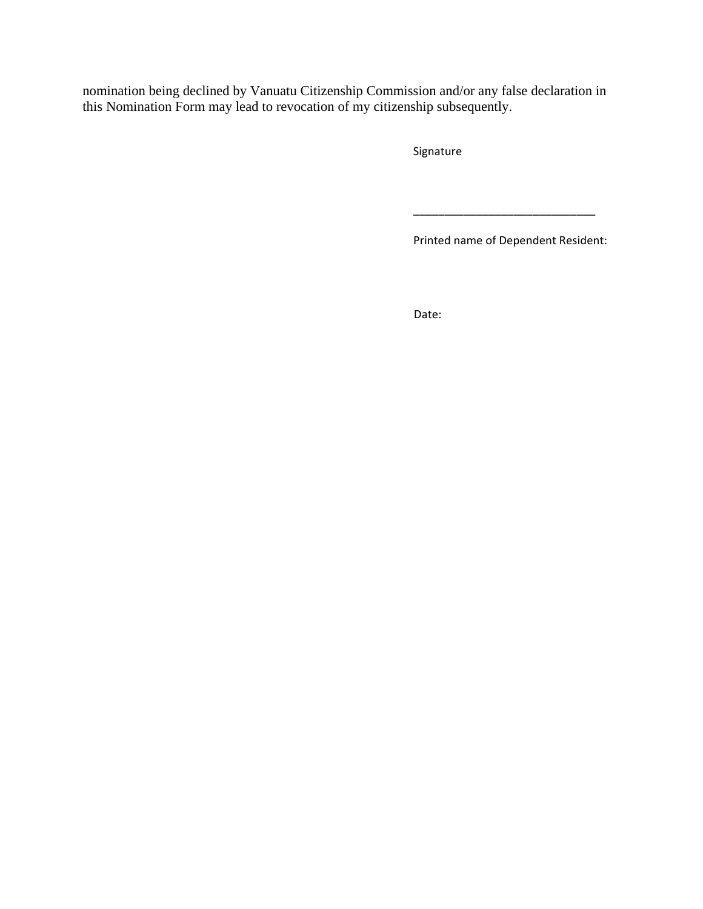nomination being declined by Vanuatu Citizenship Commission and/or any false declaration in this Nomination Form may lead to revocation of my citizenship subsequently.

Signature

______________________________

Printed name of Dependent Resident:

Date: